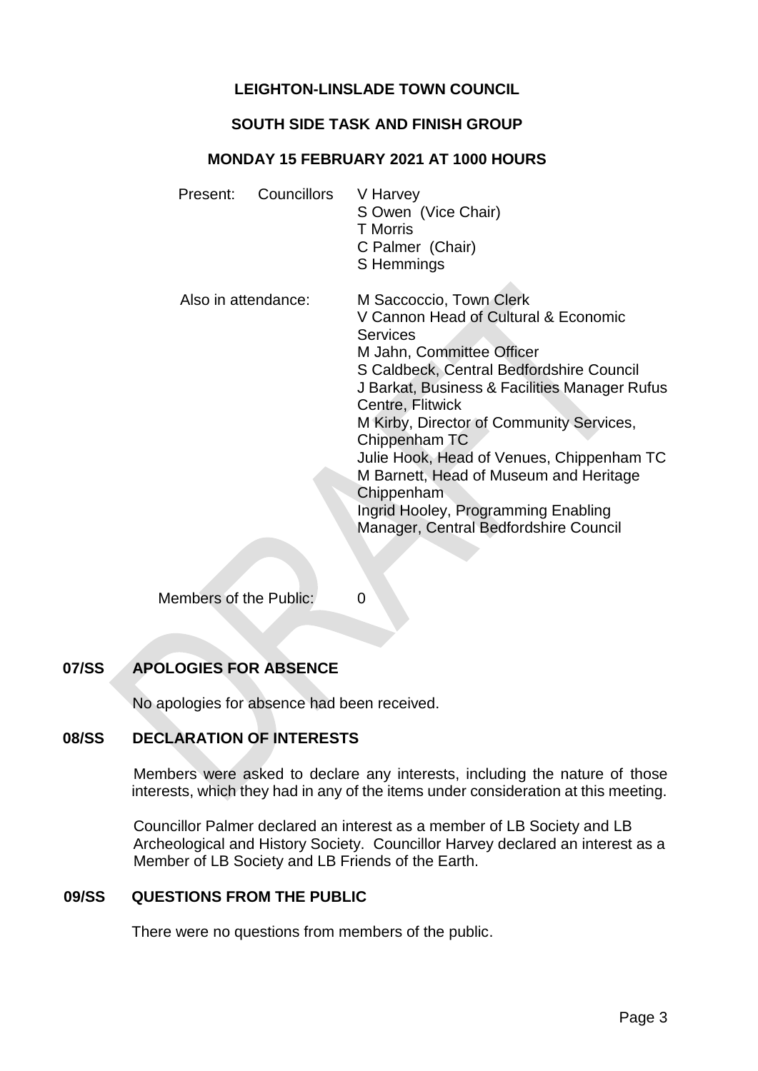# LEIGHTON-LINSLADE TOWN COUNCIL

## SOUTH SIDE TASK AND FINISH GROUP

### MONDAY 15 FEBRUARY 2021 AT 1000 HOURS

| | | |
|---|---|---|
| Present: | Councillors | V Harvey<br>S Owen (Vice Chair)<br>T Morris<br>C Palmer (Chair)<br>S Hemmings |
| Also in attendance: | | M Saccoccio, Town Clerk<br>V Cannon Head of Cultural & Economic Services<br>M Jahn, Committee Officer<br>S Caldbeck, Central Bedfordshire Council<br>J Barkat, Business & Facilities Manager Rufus Centre, Flitwick<br>M Kirby, Director of Community Services, Chippenham TC<br>Julie Hook, Head of Venues, Chippenham TC<br>M Barnett, Head of Museum and Heritage Chippenham<br>Ingrid Hooley, Programming Enabling Manager, Central Bedfordshire Council |
| Members of the Public: | | 0 |

**07/SS APOLOGIES FOR ABSENCE**

No apologies for absence had been received.

**08/SS DECLARATION OF INTERESTS**

Members were asked to declare any interests, including the nature of those interests, which they had in any of the items under consideration at this meeting.

Councillor Palmer declared an interest as a member of LB Society and LB Archeological and History Society. Councillor Harvey declared an interest as a Member of LB Society and LB Friends of the Earth.

**09/SS QUESTIONS FROM THE PUBLIC**

There were no questions from members of the public.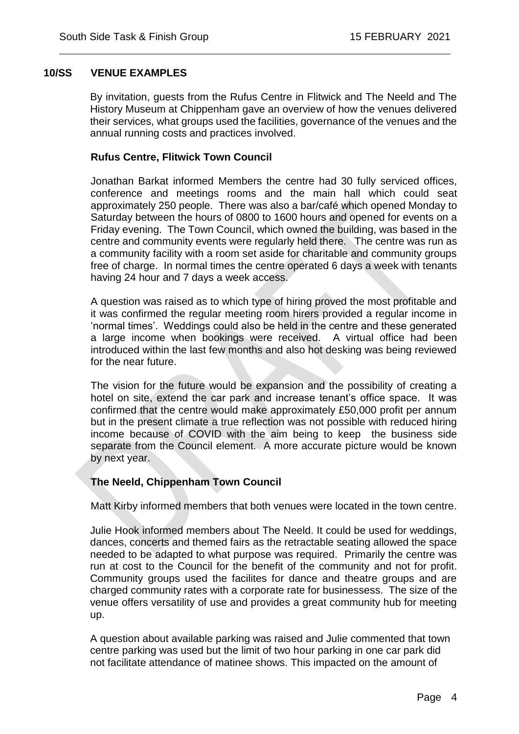## 10/SS VENUE EXAMPLES

By invitation, guests from the Rufus Centre in Flitwick and The Neeld and The History Museum at Chippenham gave an overview of how the venues delivered their services, what groups used the facilities, governance of the venues and the annual running costs and practices involved.

### Rufus Centre, Flitwick Town Council

Jonathan Barkat informed Members the centre had 30 fully serviced offices, conference and meetings rooms and the main hall which could seat approximately 250 people. There was also a bar/café which opened Monday to Saturday between the hours of 0800 to 1600 hours and opened for events on a Friday evening. The Town Council, which owned the building, was based in the centre and community events were regularly held there. The centre was run as a community facility with a room set aside for charitable and community groups free of charge. In normal times the centre operated 6 days a week with tenants having 24 hour and 7 days a week access.

A question was raised as to which type of hiring proved the most profitable and it was confirmed the regular meeting room hirers provided a regular income in 'normal times'. Weddings could also be held in the centre and these generated a large income when bookings were received. A virtual office had been introduced within the last few months and also hot desking was being reviewed for the near future.

The vision for the future would be expansion and the possibility of creating a hotel on site, extend the car park and increase tenant's office space. It was confirmed that the centre would make approximately £50,000 profit per annum but in the present climate a true reflection was not possible with reduced hiring income because of COVID with the aim being to keep the business side separate from the Council element. A more accurate picture would be known by next year.

### The Neeld, Chippenham Town Council

Matt Kirby informed members that both venues were located in the town centre.

Julie Hook informed members about The Neeld. It could be used for weddings, dances, concerts and themed fairs as the retractable seating allowed the space needed to be adapted to what purpose was required. Primarily the centre was run at cost to the Council for the benefit of the community and not for profit. Community groups used the facilites for dance and theatre groups and are charged community rates with a corporate rate for businessess. The size of the venue offers versatility of use and provides a great community hub for meeting up.

A question about available parking was raised and Julie commented that town centre parking was used but the limit of two hour parking in one car park did not facilitate attendance of matinee shows. This impacted on the amount of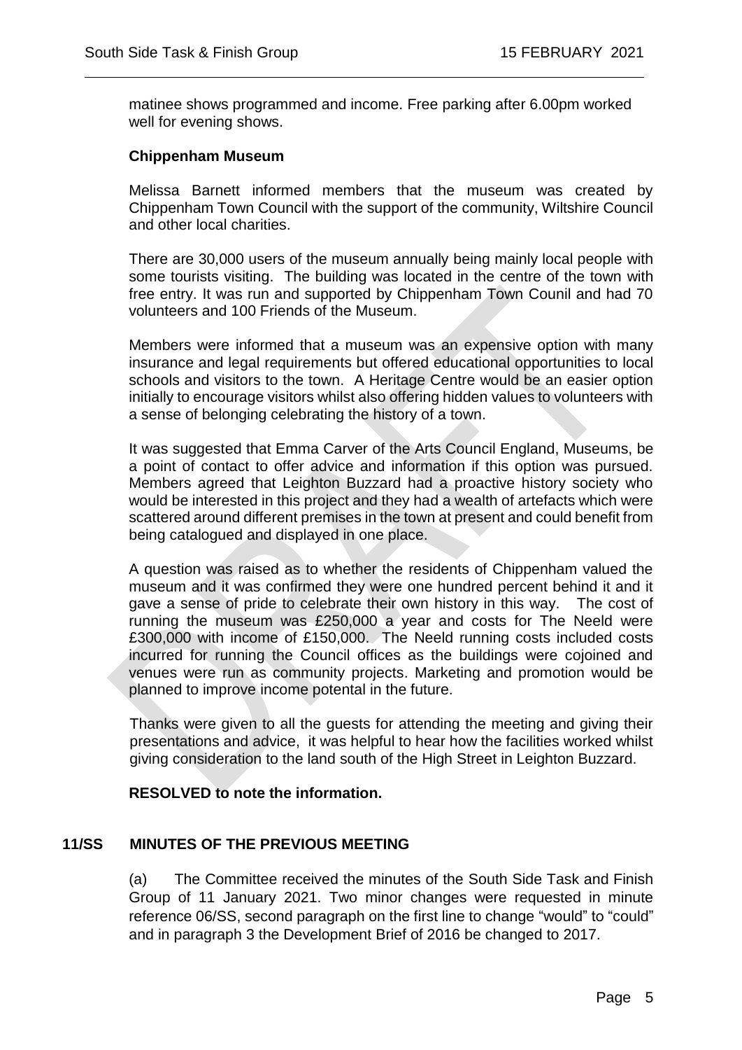matinee shows programmed and income. Free parking after 6.00pm worked well for evening shows.

**Chippenham Museum**

Melissa Barnett informed members that the museum was created by Chippenham Town Council with the support of the community, Wiltshire Council and other local charities.

There are 30,000 users of the museum annually being mainly local people with some tourists visiting. The building was located in the centre of the town with free entry. It was run and supported by Chippenham Town Counil and had 70 volunteers and 100 Friends of the Museum.

Members were informed that a museum was an expensive option with many insurance and legal requirements but offered educational opportunities to local schools and visitors to the town. A Heritage Centre would be an easier option initially to encourage visitors whilst also offering hidden values to volunteers with a sense of belonging celebrating the history of a town.

It was suggested that Emma Carver of the Arts Council England, Museums, be a point of contact to offer advice and information if this option was pursued. Members agreed that Leighton Buzzard had a proactive history society who would be interested in this project and they had a wealth of artefacts which were scattered around different premises in the town at present and could benefit from being catalogued and displayed in one place.

A question was raised as to whether the residents of Chippenham valued the museum and it was confirmed they were one hundred percent behind it and it gave a sense of pride to celebrate their own history in this way. The cost of running the museum was £250,000 a year and costs for The Neeld were £300,000 with income of £150,000. The Neeld running costs included costs incurred for running the Council offices as the buildings were cojoined and venues were run as community projects. Marketing and promotion would be planned to improve income potental in the future.

Thanks were given to all the guests for attending the meeting and giving their presentations and advice, it was helpful to hear how the facilities worked whilst giving consideration to the land south of the High Street in Leighton Buzzard.

**RESOLVED to note the information.**

## 11/SS MINUTES OF THE PREVIOUS MEETING

(a) The Committee received the minutes of the South Side Task and Finish Group of 11 January 2021. Two minor changes were requested in minute reference 06/SS, second paragraph on the first line to change "would" to "could" and in paragraph 3 the Development Brief of 2016 be changed to 2017.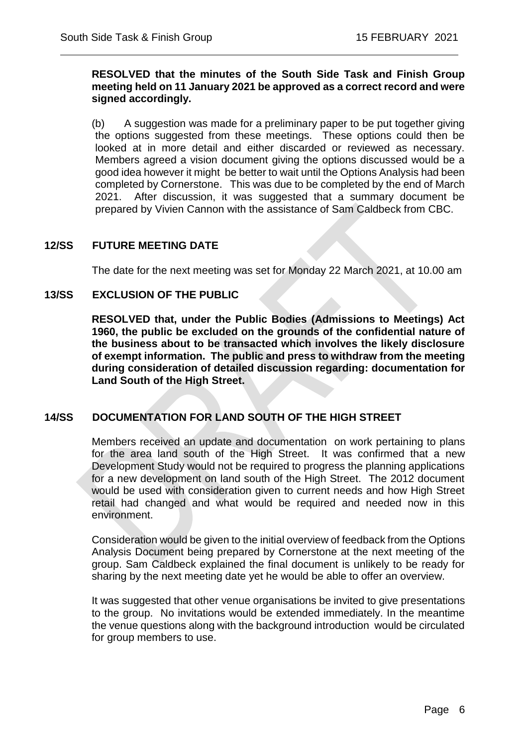**RESOLVED that the minutes of the South Side Task and Finish Group meeting held on 11 January 2021 be approved as a correct record and were signed accordingly.**

(b) A suggestion was made for a preliminary paper to be put together giving the options suggested from these meetings. These options could then be looked at in more detail and either discarded or reviewed as necessary. Members agreed a vision document giving the options discussed would be a good idea however it might be better to wait until the Options Analysis had been completed by Cornerstone. This was due to be completed by the end of March 2021. After discussion, it was suggested that a summary document be prepared by Vivien Cannon with the assistance of Sam Caldbeck from CBC.

## 12/SS FUTURE MEETING DATE

The date for the next meeting was set for Monday 22 March 2021, at 10.00 am

## 13/SS EXCLUSION OF THE PUBLIC

**RESOLVED that, under the Public Bodies (Admissions to Meetings) Act 1960, the public be excluded on the grounds of the confidential nature of the business about to be transacted which involves the likely disclosure of exempt information. The public and press to withdraw from the meeting during consideration of detailed discussion regarding: documentation for Land South of the High Street.**

## 14/SS DOCUMENTATION FOR LAND SOUTH OF THE HIGH STREET

Members received an update and documentation on work pertaining to plans for the area land south of the High Street. It was confirmed that a new Development Study would not be required to progress the planning applications for a new development on land south of the High Street. The 2012 document would be used with consideration given to current needs and how High Street retail had changed and what would be required and needed now in this environment.

Consideration would be given to the initial overview of feedback from the Options Analysis Document being prepared by Cornerstone at the next meeting of the group. Sam Caldbeck explained the final document is unlikely to be ready for sharing by the next meeting date yet he would be able to offer an overview.

It was suggested that other venue organisations be invited to give presentations to the group. No invitations would be extended immediately. In the meantime the venue questions along with the background introduction would be circulated for group members to use.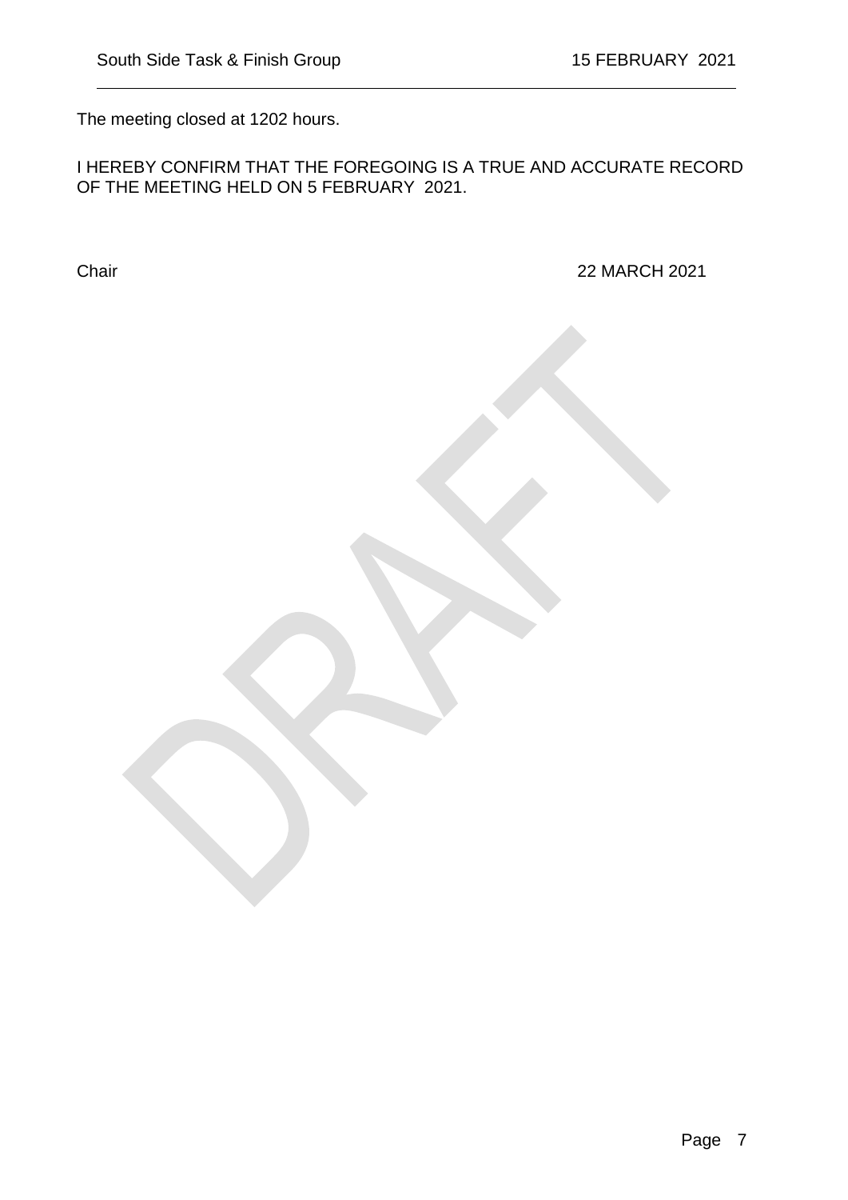The meeting closed at 1202 hours.

I HEREBY CONFIRM THAT THE FOREGOING IS A TRUE AND ACCURATE RECORD OF THE MEETING HELD ON 5 FEBRUARY 2021.

Chair 22 MARCH 2021